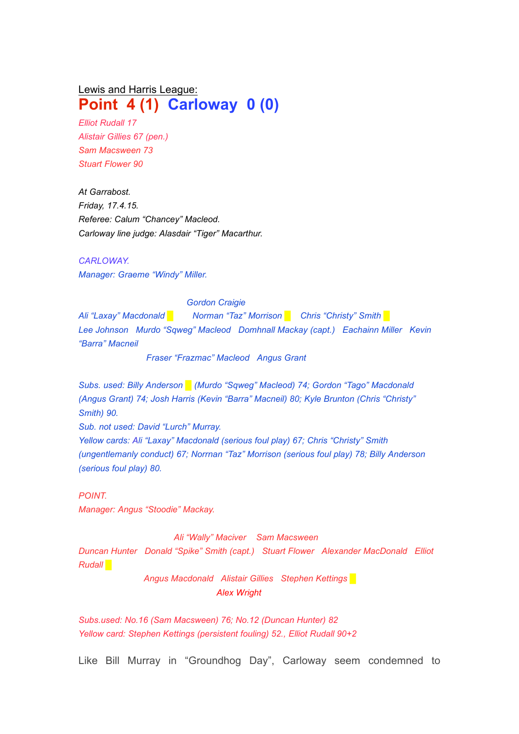Lewis and Harris League:

# Point 4 (1) Carloway 0 (0)

*Elliot Rudall 17*
*Alistair Gillies 67 (pen.)*
*Sam Macsween 73*
*Stuart Flower 90*

*At Garrabost.*
*Friday, 17.4.15.*
*Referee: Calum "Chancey" Macleod.*
*Carloway line judge: Alasdair "Tiger" Macarthur.*

*CARLOWAY.*
*Manager: Graeme "Windy" Miller.*

*Gordon Craigie*
*Ali "Laxay" Macdonald   Norman "Taz" Morrison   Chris "Christy" Smith*
*Lee Johnson   Murdo "Sqweg" Macleod   Domhnall Mackay (capt.)   Eachainn Miller   Kevin "Barra" Macneil*
*Fraser "Frazmac" Macleod   Angus Grant*

*Subs. used: Billy Anderson (Murdo "Sqweg" Macleod) 74; Gordon "Tago" Macdonald (Angus Grant) 74; Josh Harris (Kevin "Barra" Macneil) 80; Kyle Brunton (Chris "Christy" Smith) 90.*
*Sub. not used: David "Lurch" Murray.*
*Yellow cards: Ali "Laxay" Macdonald (serious foul play) 67; Chris "Christy" Smith (ungentlemanly conduct) 67; Norrnan "Taz" Morrison (serious foul play) 78; Billy Anderson (serious foul play) 80.*

*POINT.*
*Manager: Angus "Stoodie" Mackay.*

*Ali "Wally" Maciver   Sam Macsween*
*Duncan Hunter   Donald "Spike" Smith (capt.)   Stuart Flower   Alexander MacDonald   Elliot Rudall*
*Angus Macdonald   Alistair Gillies   Stephen Kettings*
*Alex Wright*

*Subs.used: No.16 (Sam Macsween) 76; No.12 (Duncan Hunter) 82*
*Yellow card: Stephen Kettings (persistent fouling) 52., Elliot Rudall 90+2*

Like Bill Murray in "Groundhog Day", Carloway seem condemned to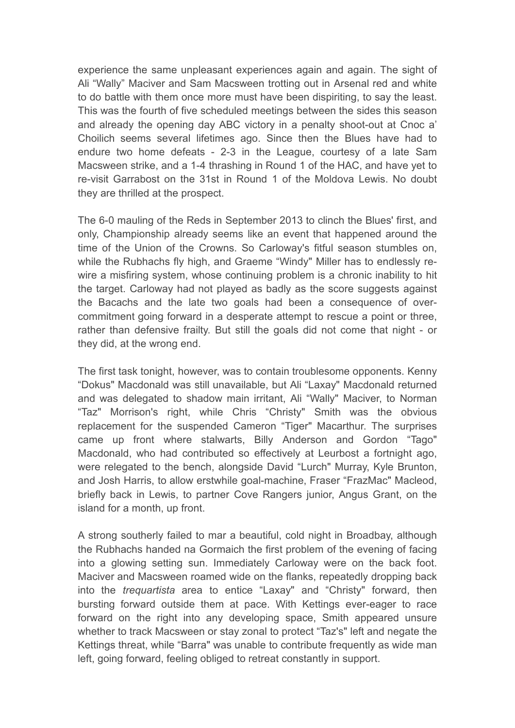experience the same unpleasant experiences again and again. The sight of Ali “Wally” Maciver and Sam Macsween trotting out in Arsenal red and white to do battle with them once more must have been dispiriting, to say the least. This was the fourth of five scheduled meetings between the sides this season and already the opening day ABC victory in a penalty shoot-out at Cnoc a’ Choilich seems several lifetimes ago. Since then the Blues have had to endure two home defeats - 2-3 in the League, courtesy of a late Sam Macsween strike, and a 1-4 thrashing in Round 1 of the HAC, and have yet to re-visit Garrabost on the 31st in Round 1 of the Moldova Lewis. No doubt they are thrilled at the prospect.

The 6-0 mauling of the Reds in September 2013 to clinch the Blues' first, and only, Championship already seems like an event that happened around the time of the Union of the Crowns. So Carloway's fitful season stumbles on, while the Rubhachs fly high, and Graeme “Windy" Miller has to endlessly re-wire a misfiring system, whose continuing problem is a chronic inability to hit the target. Carloway had not played as badly as the score suggests against the Bacachs and the late two goals had been a consequence of over-commitment going forward in a desperate attempt to rescue a point or three, rather than defensive frailty. But still the goals did not come that night - or they did, at the wrong end.

The first task tonight, however, was to contain troublesome opponents. Kenny “Dokus" Macdonald was still unavailable, but Ali “Laxay" Macdonald returned and was delegated to shadow main irritant, Ali “Wally" Maciver, to Norman “Taz" Morrison's right, while Chris “Christy" Smith was the obvious replacement for the suspended Cameron “Tiger" Macarthur. The surprises came up front where stalwarts, Billy Anderson and Gordon “Tago" Macdonald, who had contributed so effectively at Leurbost a fortnight ago, were relegated to the bench, alongside David “Lurch" Murray, Kyle Brunton, and Josh Harris, to allow erstwhile goal-machine, Fraser “FrazMac" Macleod, briefly back in Lewis, to partner Cove Rangers junior, Angus Grant, on the island for a month, up front.

A strong southerly failed to mar a beautiful, cold night in Broadbay, although the Rubhachs handed na Gormaich the first problem of the evening of facing into a glowing setting sun. Immediately Carloway were on the back foot. Maciver and Macsween roamed wide on the flanks, repeatedly dropping back into the *trequartista* area to entice “Laxay" and “Christy" forward, then bursting forward outside them at pace. With Kettings ever-eager to race forward on the right into any developing space, Smith appeared unsure whether to track Macsween or stay zonal to protect “Taz's" left and negate the Kettings threat, while “Barra" was unable to contribute frequently as wide man left, going forward, feeling obliged to retreat constantly in support.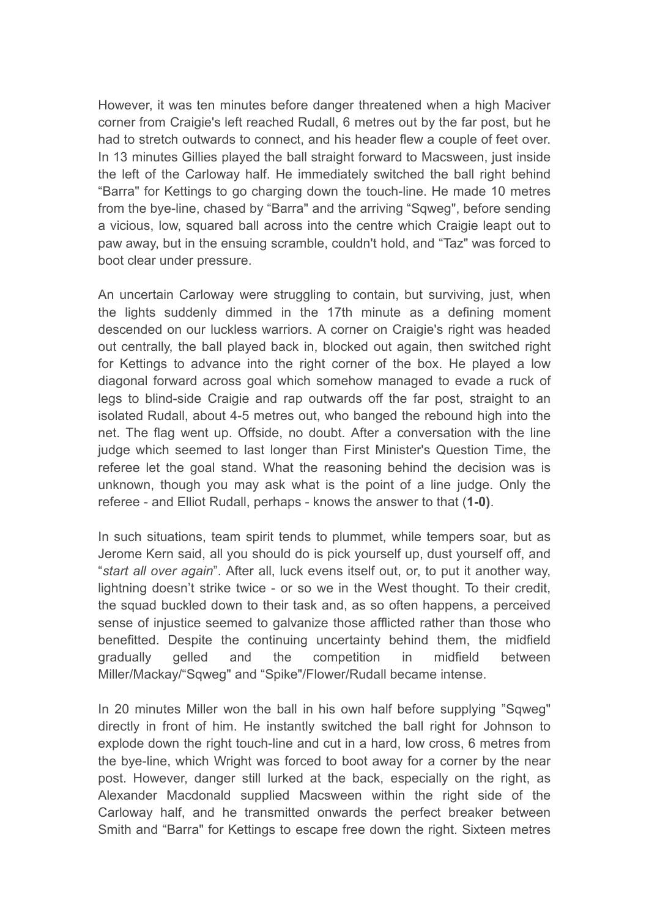However, it was ten minutes before danger threatened when a high Maciver corner from Craigie's left reached Rudall, 6 metres out by the far post, but he had to stretch outwards to connect, and his header flew a couple of feet over. In 13 minutes Gillies played the ball straight forward to Macsween, just inside the left of the Carloway half. He immediately switched the ball right behind “Barra" for Kettings to go charging down the touch-line. He made 10 metres from the bye-line, chased by “Barra" and the arriving “Sqweg", before sending a vicious, low, squared ball across into the centre which Craigie leapt out to paw away, but in the ensuing scramble, couldn't hold, and “Taz" was forced to boot clear under pressure.

An uncertain Carloway were struggling to contain, but surviving, just, when the lights suddenly dimmed in the 17th minute as a defining moment descended on our luckless warriors. A corner on Craigie's right was headed out centrally, the ball played back in, blocked out again, then switched right for Kettings to advance into the right corner of the box. He played a low diagonal forward across goal which somehow managed to evade a ruck of legs to blind-side Craigie and rap outwards off the far post, straight to an isolated Rudall, about 4-5 metres out, who banged the rebound high into the net. The flag went up. Offside, no doubt. After a conversation with the line judge which seemed to last longer than First Minister's Question Time, the referee let the goal stand. What the reasoning behind the decision was is unknown, though you may ask what is the point of a line judge. Only the referee - and Elliot Rudall, perhaps - knows the answer to that (**1-0)**.

In such situations, team spirit tends to plummet, while tempers soar, but as Jerome Kern said, all you should do is pick yourself up, dust yourself off, and “*start all over again*”. After all, luck evens itself out, or, to put it another way, lightning doesn’t strike twice - or so we in the West thought. To their credit, the squad buckled down to their task and, as so often happens, a perceived sense of injustice seemed to galvanize those afflicted rather than those who benefitted. Despite the continuing uncertainty behind them, the midfield gradually gelled and the competition in midfield between Miller/Mackay/“Sqweg" and “Spike"/Flower/Rudall became intense.

In 20 minutes Miller won the ball in his own half before supplying ”Sqweg" directly in front of him. He instantly switched the ball right for Johnson to explode down the right touch-line and cut in a hard, low cross, 6 metres from the bye-line, which Wright was forced to boot away for a corner by the near post. However, danger still lurked at the back, especially on the right, as Alexander Macdonald supplied Macsween within the right side of the Carloway half, and he transmitted onwards the perfect breaker between Smith and “Barra" for Kettings to escape free down the right. Sixteen metres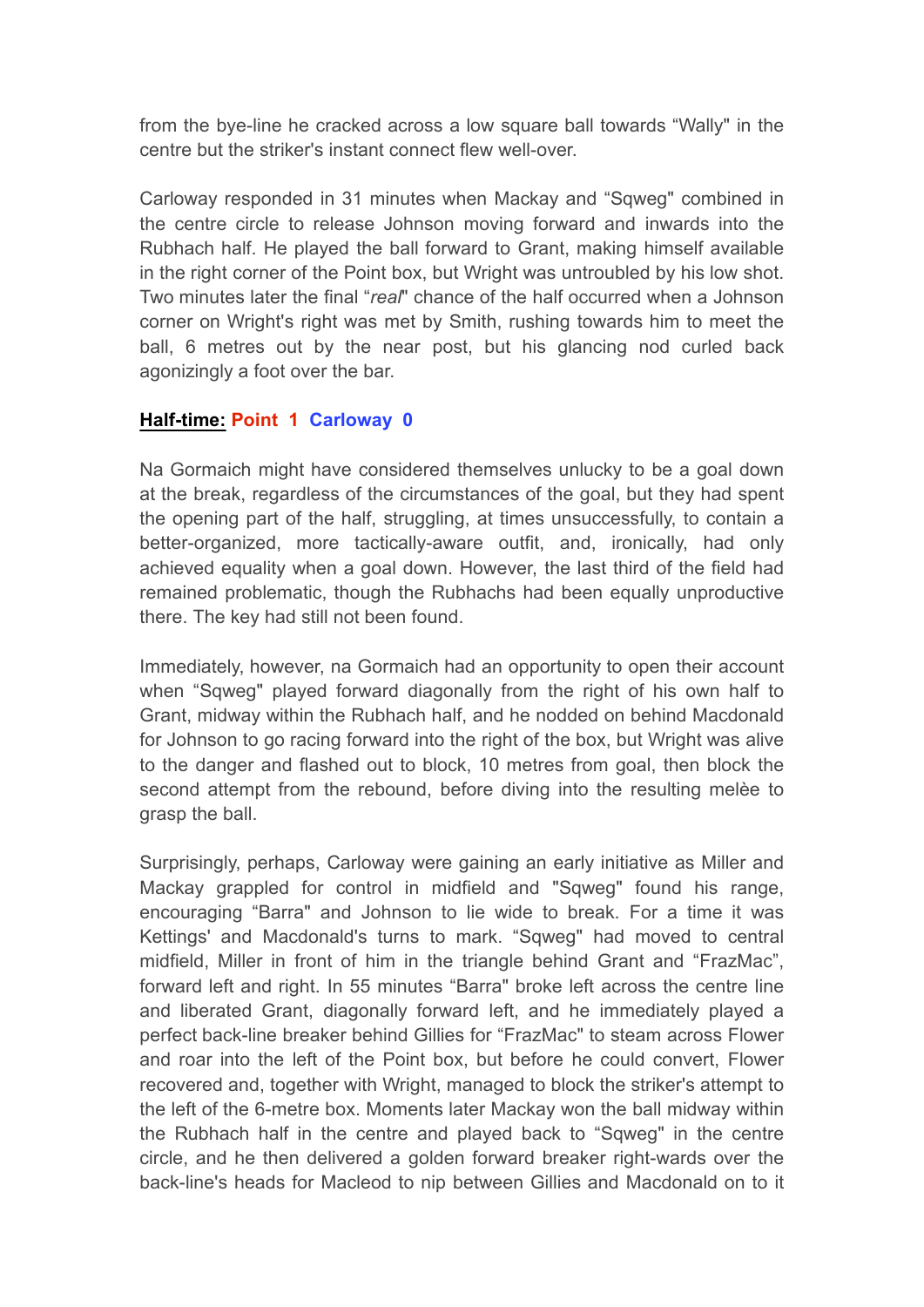from the bye-line he cracked across a low square ball towards "Wally" in the centre but the striker's instant connect flew well-over.

Carloway responded in 31 minutes when Mackay and "Sqweg" combined in the centre circle to release Johnson moving forward and inwards into the Rubhach half. He played the ball forward to Grant, making himself available in the right corner of the Point box, but Wright was untroubled by his low shot. Two minutes later the final "*real*" chance of the half occurred when a Johnson corner on Wright's right was met by Smith, rushing towards him to meet the ball, 6 metres out by the near post, but his glancing nod curled back agonizingly a foot over the bar.

**Half-time: Point 1 Carloway 0**

Na Gormaich might have considered themselves unlucky to be a goal down at the break, regardless of the circumstances of the goal, but they had spent the opening part of the half, struggling, at times unsuccessfully, to contain a better-organized, more tactically-aware outfit, and, ironically, had only achieved equality when a goal down. However, the last third of the field had remained problematic, though the Rubhachs had been equally unproductive there. The key had still not been found.

Immediately, however, na Gormaich had an opportunity to open their account when "Sqweg" played forward diagonally from the right of his own half to Grant, midway within the Rubhach half, and he nodded on behind Macdonald for Johnson to go racing forward into the right of the box, but Wright was alive to the danger and flashed out to block, 10 metres from goal, then block the second attempt from the rebound, before diving into the resulting melèe to grasp the ball.

Surprisingly, perhaps, Carloway were gaining an early initiative as Miller and Mackay grappled for control in midfield and "Sqweg" found his range, encouraging "Barra" and Johnson to lie wide to break. For a time it was Kettings' and Macdonald's turns to mark. "Sqweg" had moved to central midfield, Miller in front of him in the triangle behind Grant and "FrazMac", forward left and right. In 55 minutes "Barra" broke left across the centre line and liberated Grant, diagonally forward left, and he immediately played a perfect back-line breaker behind Gillies for "FrazMac" to steam across Flower and roar into the left of the Point box, but before he could convert, Flower recovered and, together with Wright, managed to block the striker's attempt to the left of the 6-metre box. Moments later Mackay won the ball midway within the Rubhach half in the centre and played back to "Sqweg" in the centre circle, and he then delivered a golden forward breaker right-wards over the back-line's heads for Macleod to nip between Gillies and Macdonald on to it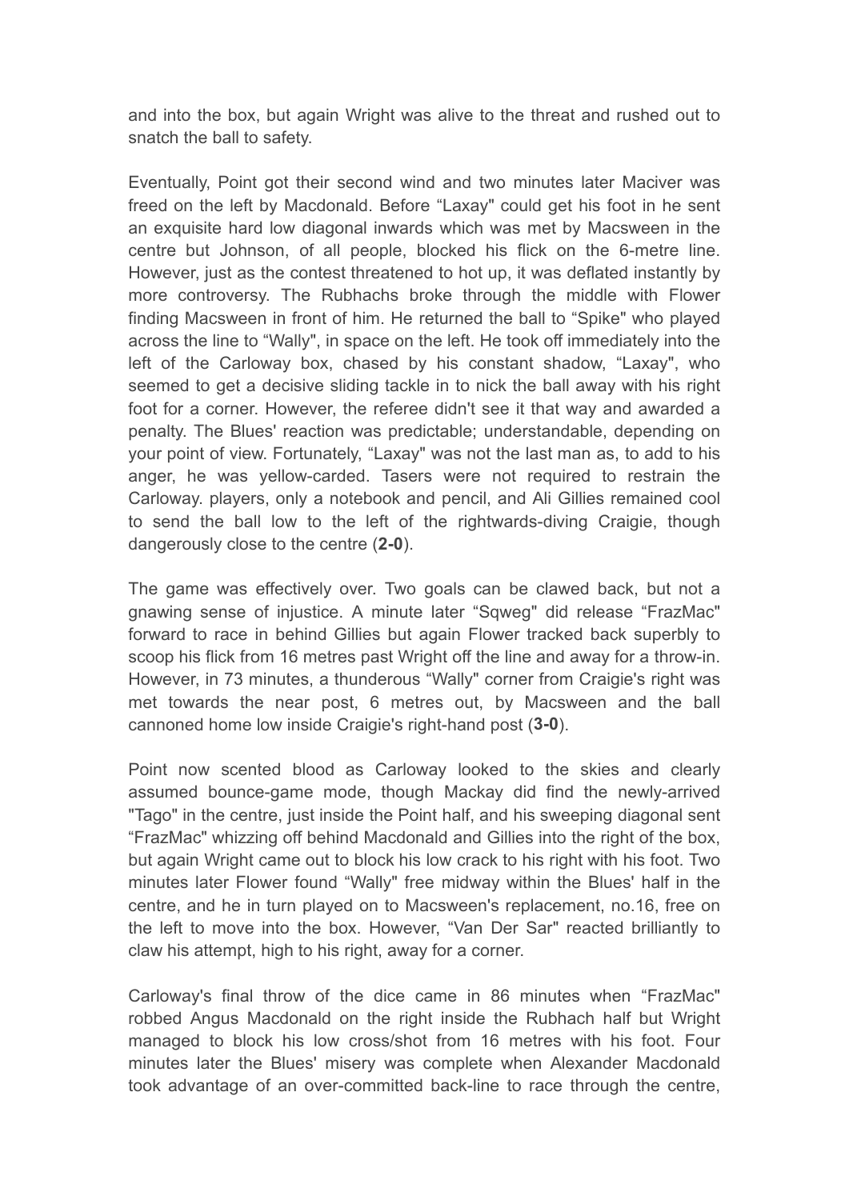and into the box, but again Wright was alive to the threat and rushed out to snatch the ball to safety.

Eventually, Point got their second wind and two minutes later Maciver was freed on the left by Macdonald. Before “Laxay" could get his foot in he sent an exquisite hard low diagonal inwards which was met by Macsween in the centre but Johnson, of all people, blocked his flick on the 6-metre line. However, just as the contest threatened to hot up, it was deflated instantly by more controversy. The Rubhachs broke through the middle with Flower finding Macsween in front of him. He returned the ball to “Spike" who played across the line to “Wally", in space on the left. He took off immediately into the left of the Carloway box, chased by his constant shadow, “Laxay", who seemed to get a decisive sliding tackle in to nick the ball away with his right foot for a corner. However, the referee didn't see it that way and awarded a penalty. The Blues' reaction was predictable; understandable, depending on your point of view. Fortunately, “Laxay" was not the last man as, to add to his anger, he was yellow-carded. Tasers were not required to restrain the Carloway. players, only a notebook and pencil, and Ali Gillies remained cool to send the ball low to the left of the rightwards-diving Craigie, though dangerously close to the centre (**2-0**).

The game was effectively over. Two goals can be clawed back, but not a gnawing sense of injustice. A minute later “Sqweg" did release “FrazMac" forward to race in behind Gillies but again Flower tracked back superbly to scoop his flick from 16 metres past Wright off the line and away for a throw-in. However, in 73 minutes, a thunderous “Wally" corner from Craigie's right was met towards the near post, 6 metres out, by Macsween and the ball cannoned home low inside Craigie's right-hand post (**3-0**).

Point now scented blood as Carloway looked to the skies and clearly assumed bounce-game mode, though Mackay did find the newly-arrived "Tago" in the centre, just inside the Point half, and his sweeping diagonal sent “FrazMac" whizzing off behind Macdonald and Gillies into the right of the box, but again Wright came out to block his low crack to his right with his foot. Two minutes later Flower found “Wally" free midway within the Blues' half in the centre, and he in turn played on to Macsween's replacement, no.16, free on the left to move into the box. However, “Van Der Sar" reacted brilliantly to claw his attempt, high to his right, away for a corner.

Carloway's final throw of the dice came in 86 minutes when “FrazMac" robbed Angus Macdonald on the right inside the Rubhach half but Wright managed to block his low cross/shot from 16 metres with his foot. Four minutes later the Blues' misery was complete when Alexander Macdonald took advantage of an over-committed back-line to race through the centre,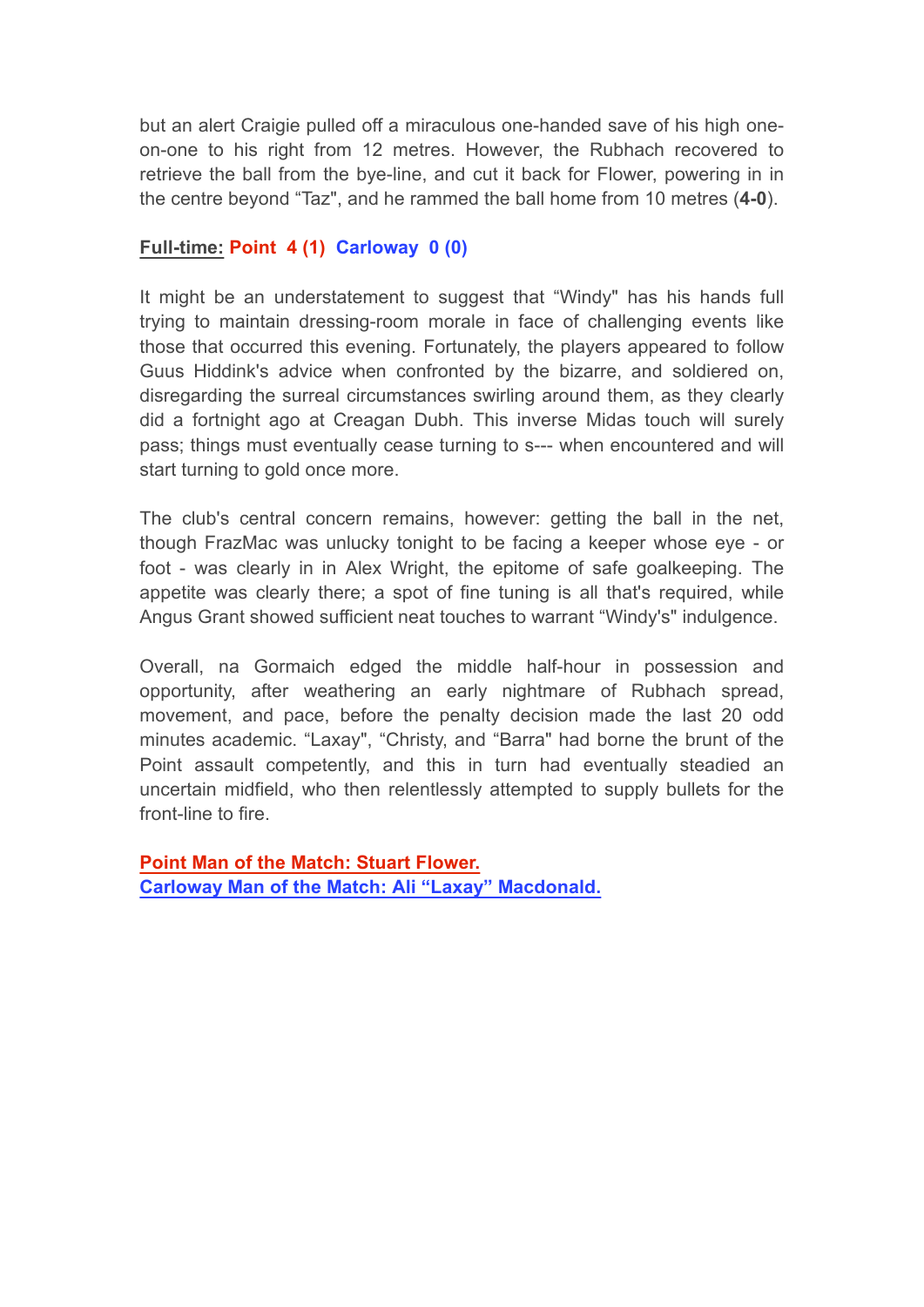but an alert Craigie pulled off a miraculous one-handed save of his high one-on-one to his right from 12 metres. However, the Rubhach recovered to retrieve the ball from the bye-line, and cut it back for Flower, powering in in the centre beyond "Taz", and he rammed the ball home from 10 metres (**4-0**).

**Full-time: Point 4 (1) Carloway 0 (0)**

It might be an understatement to suggest that "Windy" has his hands full trying to maintain dressing-room morale in face of challenging events like those that occurred this evening. Fortunately, the players appeared to follow Guus Hiddink's advice when confronted by the bizarre, and soldiered on, disregarding the surreal circumstances swirling around them, as they clearly did a fortnight ago at Creagan Dubh. This inverse Midas touch will surely pass; things must eventually cease turning to s--- when encountered and will start turning to gold once more.

The club's central concern remains, however: getting the ball in the net, though FrazMac was unlucky tonight to be facing a keeper whose eye - or foot - was clearly in in Alex Wright, the epitome of safe goalkeeping. The appetite was clearly there; a spot of fine tuning is all that's required, while Angus Grant showed sufficient neat touches to warrant "Windy's" indulgence.

Overall, na Gormaich edged the middle half-hour in possession and opportunity, after weathering an early nightmare of Rubhach spread, movement, and pace, before the penalty decision made the last 20 odd minutes academic. "Laxay", "Christy, and "Barra" had borne the brunt of the Point assault competently, and this in turn had eventually steadied an uncertain midfield, who then relentlessly attempted to supply bullets for the front-line to fire.

**Point Man of the Match: Stuart Flower.**
**Carloway Man of the Match: Ali "Laxay" Macdonald.**